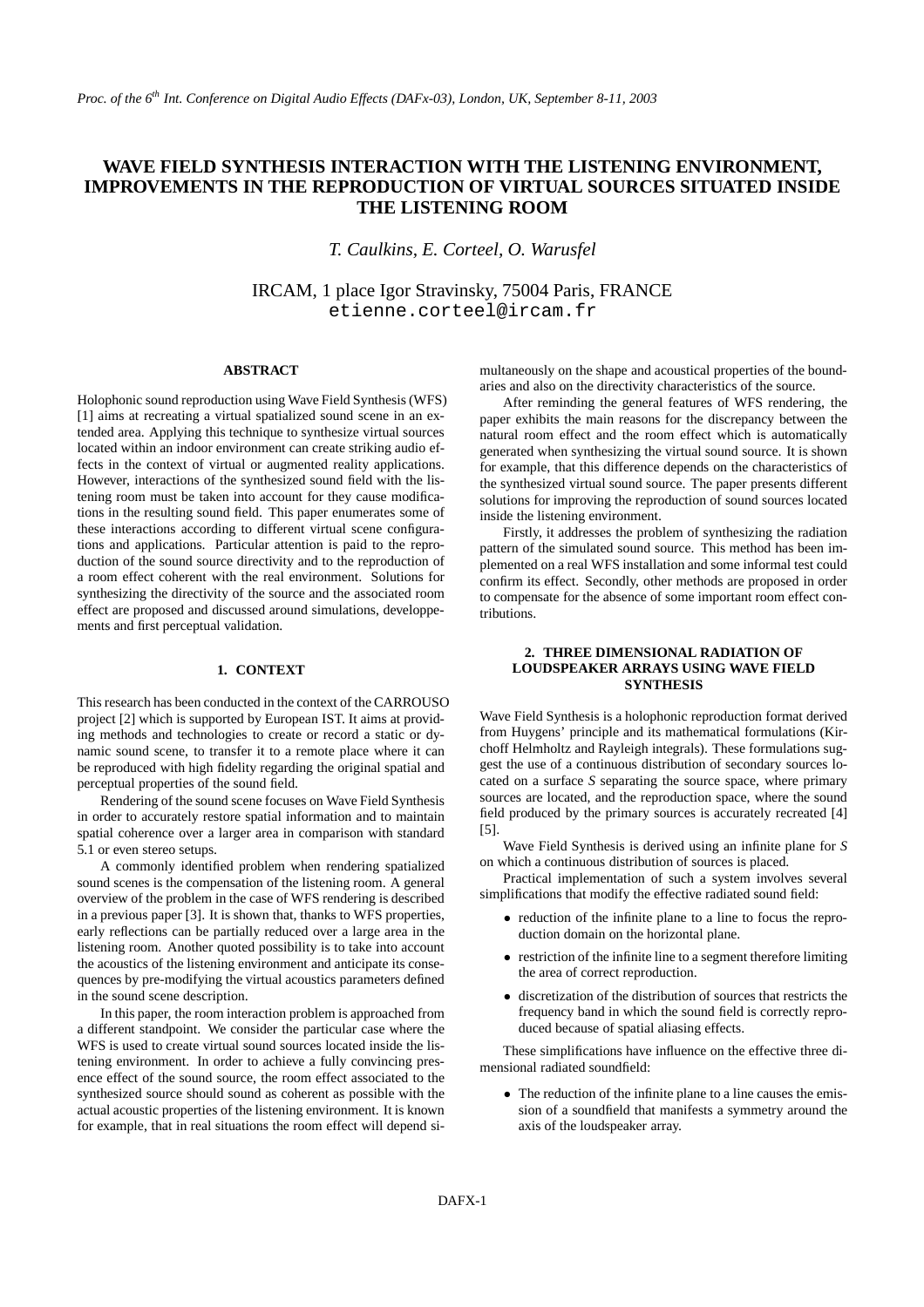# WAVE FIELD SYNTHESIS INTERACTION WITH THE LISTENING ENVIRONMENT, IMPROVEMENTS IN THE REPRODUCTION OF VIRTUAL SOURCES SITUATED INSIDE THE LISTENING ROOM

*T. Caulkins, E. Corteel, O. Warusfel*

IRCAM, 1 place Igor Stravinsky, 75004 Paris, FRANCE
etienne.corteel@ircam.fr

## ABSTRACT

Holophonic sound reproduction using Wave Field Synthesis (WFS) [1] aims at recreating a virtual spatialized sound scene in an extended area. Applying this technique to synthesize virtual sources located within an indoor environment can create striking audio effects in the context of virtual or augmented reality applications. However, interactions of the synthesized sound field with the listening room must be taken into account for they cause modifications in the resulting sound field. This paper enumerates some of these interactions according to different virtual scene configurations and applications. Particular attention is paid to the reproduction of the sound source directivity and to the reproduction of a room effect coherent with the real environment. Solutions for synthesizing the directivity of the source and the associated room effect are proposed and discussed around simulations, developpements and first perceptual validation.

## 1. CONTEXT

This research has been conducted in the context of the CARROUSO project [2] which is supported by European IST. It aims at providing methods and technologies to create or record a static or dynamic sound scene, to transfer it to a remote place where it can be reproduced with high fidelity regarding the original spatial and perceptual properties of the sound field.

Rendering of the sound scene focuses on Wave Field Synthesis in order to accurately restore spatial information and to maintain spatial coherence over a larger area in comparison with standard 5.1 or even stereo setups.

A commonly identified problem when rendering spatialized sound scenes is the compensation of the listening room. A general overview of the problem in the case of WFS rendering is described in a previous paper [3]. It is shown that, thanks to WFS properties, early reflections can be partially reduced over a large area in the listening room. Another quoted possibility is to take into account the acoustics of the listening environment and anticipate its consequences by pre-modifying the virtual acoustics parameters defined in the sound scene description.

In this paper, the room interaction problem is approached from a different standpoint. We consider the particular case where the WFS is used to create virtual sound sources located inside the listening environment. In order to achieve a fully convincing presence effect of the sound source, the room effect associated to the synthesized source should sound as coherent as possible with the actual acoustic properties of the listening environment. It is known for example, that in real situations the room effect will depend simultaneously on the shape and acoustical properties of the boundaries and also on the directivity characteristics of the source.

After reminding the general features of WFS rendering, the paper exhibits the main reasons for the discrepancy between the natural room effect and the room effect which is automatically generated when synthesizing the virtual sound source. It is shown for example, that this difference depends on the characteristics of the synthesized virtual sound source. The paper presents different solutions for improving the reproduction of sound sources located inside the listening environment.

Firstly, it addresses the problem of synthesizing the radiation pattern of the simulated sound source. This method has been implemented on a real WFS installation and some informal test could confirm its effect. Secondly, other methods are proposed in order to compensate for the absence of some important room effect contributions.

## 2. THREE DIMENSIONAL RADIATION OF LOUDSPEAKER ARRAYS USING WAVE FIELD SYNTHESIS

Wave Field Synthesis is a holophonic reproduction format derived from Huygens' principle and its mathematical formulations (Kirchoff Helmholtz and Rayleigh integrals). These formulations suggest the use of a continuous distribution of secondary sources located on a surface *S* separating the source space, where primary sources are located, and the reproduction space, where the sound field produced by the primary sources is accurately recreated [4] [5].

Wave Field Synthesis is derived using an infinite plane for *S* on which a continuous distribution of sources is placed.

Practical implementation of such a system involves several simplifications that modify the effective radiated sound field:

- reduction of the infinite plane to a line to focus the reproduction domain on the horizontal plane.
- restriction of the infinite line to a segment therefore limiting the area of correct reproduction.
- discretization of the distribution of sources that restricts the frequency band in which the sound field is correctly reproduced because of spatial aliasing effects.

These simplifications have influence on the effective three dimensional radiated soundfield:

- The reduction of the infinite plane to a line causes the emission of a soundfield that manifests a symmetry around the axis of the loudspeaker array.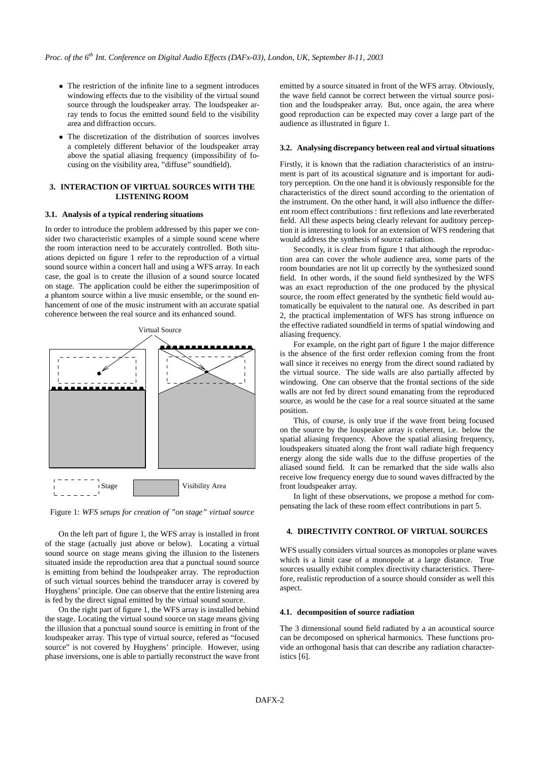- The restriction of the infinite line to a segment introduces windowing effects due to the visibility of the virtual sound source through the loudspeaker array. The loudspeaker array tends to focus the emitted sound field to the visibility area and diffraction occurs.
- The discretization of the distribution of sources involves a completely different behavior of the loudspeaker array above the spatial aliasing frequency (impossibility of focusing on the visibility area, "diffuse" soundfield).

## 3. INTERACTION OF VIRTUAL SOURCES WITH THE LISTENING ROOM

### 3.1. Analysis of a typical rendering situations

In order to introduce the problem addressed by this paper we consider two characteristic examples of a simple sound scene where the room interaction need to be accurately controlled. Both situations depicted on figure 1 refer to the reproduction of a virtual sound source within a concert hall and using a WFS array. In each case, the goal is to create the illusion of a sound source located on stage. The application could be either the superimposition of a phantom source within a live music ensemble, or the sound enhancement of one of the music instrument with an accurate spatial coherence between the real source and its enhanced sound.

Figure 1: *WFS setups for creation of "on stage" virtual source*

On the left part of figure 1, the WFS array is installed in front of the stage (actually just above or below). Locating a virtual sound source on stage means giving the illusion to the listeners situated inside the reproduction area that a punctual sound source is emitting from behind the loudspeaker array. The reproduction of such virtual sources behind the transducer array is covered by Huyghens' principle. One can observe that the entire listening area is fed by the direct signal emitted by the virtual sound source.

On the right part of figure 1, the WFS array is installed behind the stage. Locating the virtual sound source on stage means giving the illusion that a punctual sound source is emitting in front of the loudspeaker array. This type of virtual source, refered as "focused source" is not covered by Huyghens' principle. However, using phase inversions, one is able to partially reconstruct the wave front emitted by a source situated in front of the WFS array. Obviously, the wave field cannot be correct between the virtual source position and the loudspeaker array. But, once again, the area where good reproduction can be expected may cover a large part of the audience as illustrated in figure 1.

### 3.2. Analysing discrepancy between real and virtual situations

Firstly, it is known that the radiation characteristics of an instrument is part of its acoustical signature and is important for auditory perception. On the one hand it is obviously responsible for the characteristics of the direct sound according to the orientation of the instrument. On the other hand, it will also influence the different room effect contributions : first reflexions and late reverberated field. All these aspects being clearly relevant for auditory perception it is interesting to look for an extension of WFS rendering that would address the synthesis of source radiation.

Secondly, it is clear from figure 1 that although the reproduction area can cover the whole audience area, some parts of the room boundaries are not lit up correctly by the synthesized sound field. In other words, if the sound field synthesized by the WFS was an exact reproduction of the one produced by the physical source, the room effect generated by the synthetic field would automatically be equivalent to the natural one. As described in part 2, the practical implementation of WFS has strong influence on the effective radiated soundfield in terms of spatial windowing and aliasing frequency.

For example, on the right part of figure 1 the major difference is the absence of the first order reflexion coming from the front wall since it receives no energy from the direct sound radiated by the virtual source. The side walls are also partially affected by windowing. One can observe that the frontal sections of the side walls are not fed by direct sound emanating from the reproduced source, as would be the case for a real source situated at the same position.

This, of course, is only true if the wave front being focused on the source by the louspeaker array is coherent, i.e. below the spatial aliasing frequency. Above the spatial aliasing frequency, loudspeakers situated along the front wall radiate high frequency energy along the side walls due to the diffuse properties of the aliased sound field. It can be remarked that the side walls also receive low frequency energy due to sound waves diffracted by the front loudspeaker array.

In light of these observations, we propose a method for compensating the lack of these room effect contributions in part 5.

## 4. DIRECTIVITY CONTROL OF VIRTUAL SOURCES

WFS usually considers virtual sources as monopoles or plane waves which is a limit case of a monopole at a large distance. True sources usually exhibit complex directivity characteristics. Therefore, realistic reproduction of a source should consider as well this aspect.

### 4.1. decomposition of source radiation

The 3 dimensional sound field radiated by a an acoustical source can be decomposed on spherical harmonics. These functions provide an orthogonal basis that can describe any radiation characteristics [6].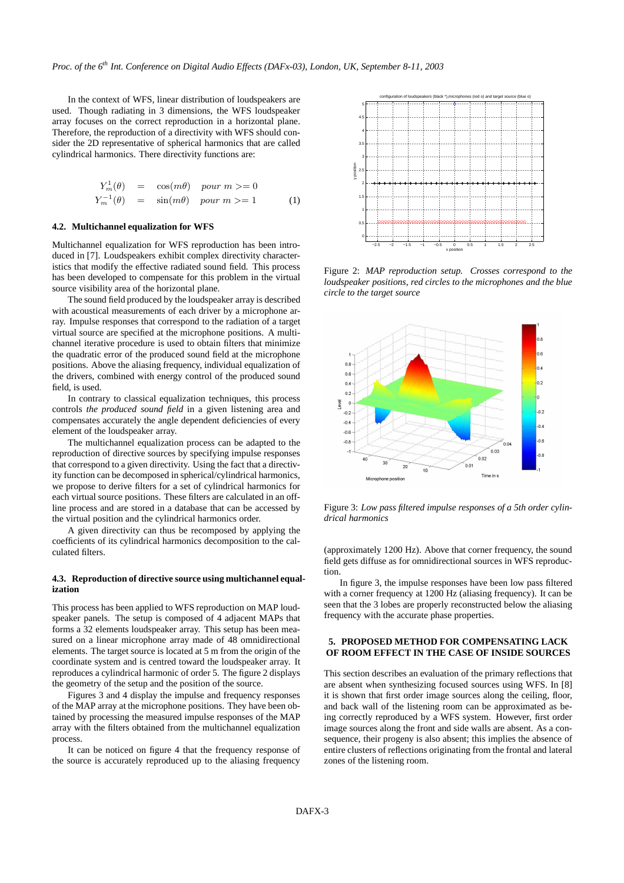In the context of WFS, linear distribution of loudspeakers are used. Though radiating in 3 dimensions, the WFS loudspeaker array focuses on the correct reproduction in a horizontal plane. Therefore, the reproduction of a directivity with WFS should consider the 2D representative of spherical harmonics that are called cylindrical harmonics. There directivity functions are:

$$
\begin{aligned}
Y_m^1(\theta) &= \cos(m\theta) \quad \textit{pour } m >= 0 \\
Y_m^{-1}(\theta) &= \sin(m\theta) \quad \textit{pour } m >= 1
\end{aligned}
\tag{1}
$$

### 4.2. Multichannel equalization for WFS

Multichannel equalization for WFS reproduction has been introduced in [7]. Loudspeakers exhibit complex directivity characteristics that modify the effective radiated sound field. This process has been developed to compensate for this problem in the virtual source visibility area of the horizontal plane.

The sound field produced by the loudspeaker array is described with acoustical measurements of each driver by a microphone array. Impulse responses that correspond to the radiation of a target virtual source are specified at the microphone positions. A multichannel iterative procedure is used to obtain filters that minimize the quadratic error of the produced sound field at the microphone positions. Above the aliasing frequency, individual equalization of the drivers, combined with energy control of the produced sound field, is used.

In contrary to classical equalization techniques, this process controls *the produced sound field* in a given listening area and compensates accurately the angle dependent deficiencies of every element of the loudspeaker array.

The multichannel equalization process can be adapted to the reproduction of directive sources by specifying impulse responses that correspond to a given directivity. Using the fact that a directivity function can be decomposed in spherical/cylindrical harmonics, we propose to derive filters for a set of cylindrical harmonics for each virtual source positions. These filters are calculated in an offline process and are stored in a database that can be accessed by the virtual position and the cylindrical harmonics order.

A given directivity can thus be recomposed by applying the coefficients of its cylindrical harmonics decomposition to the calculated filters.

### 4.3. Reproduction of directive source using multichannel equalization

This process has been applied to WFS reproduction on MAP loudspeaker panels. The setup is composed of 4 adjacent MAPs that forms a 32 elements loudspeaker array. This setup has been measured on a linear microphone array made of 48 omnidirectional elements. The target source is located at 5 m from the origin of the coordinate system and is centred toward the loudspeaker array. It reproduces a cylindrical harmonic of order 5. The figure 2 displays the geometry of the setup and the position of the source.

Figures 3 and 4 display the impulse and frequency responses of the MAP array at the microphone positions. They have been obtained by processing the measured impulse responses of the MAP array with the filters obtained from the multichannel equalization process.

It can be noticed on figure 4 that the frequency response of the source is accurately reproduced up to the aliasing frequency

Figure 2: *MAP reproduction setup. Crosses correspond to the loudspeaker positions, red circles to the microphones and the blue circle to the target source*

Figure 3: *Low pass filtered impulse responses of a 5th order cylindrical harmonics*

(approximately 1200 Hz). Above that corner frequency, the sound field gets diffuse as for omnidirectional sources in WFS reproduction.

In figure 3, the impulse responses have been low pass filtered with a corner frequency at 1200 Hz (aliasing frequency). It can be seen that the 3 lobes are properly reconstructed below the aliasing frequency with the accurate phase properties.

## 5. PROPOSED METHOD FOR COMPENSATING LACK OF ROOM EFFECT IN THE CASE OF INSIDE SOURCES

This section describes an evaluation of the primary reflections that are absent when synthesizing focused sources using WFS. In [8] it is shown that first order image sources along the ceiling, floor, and back wall of the listening room can be approximated as being correctly reproduced by a WFS system. However, first order image sources along the front and side walls are absent. As a consequence, their progeny is also absent; this implies the absence of entire clusters of reflections originating from the frontal and lateral zones of the listening room.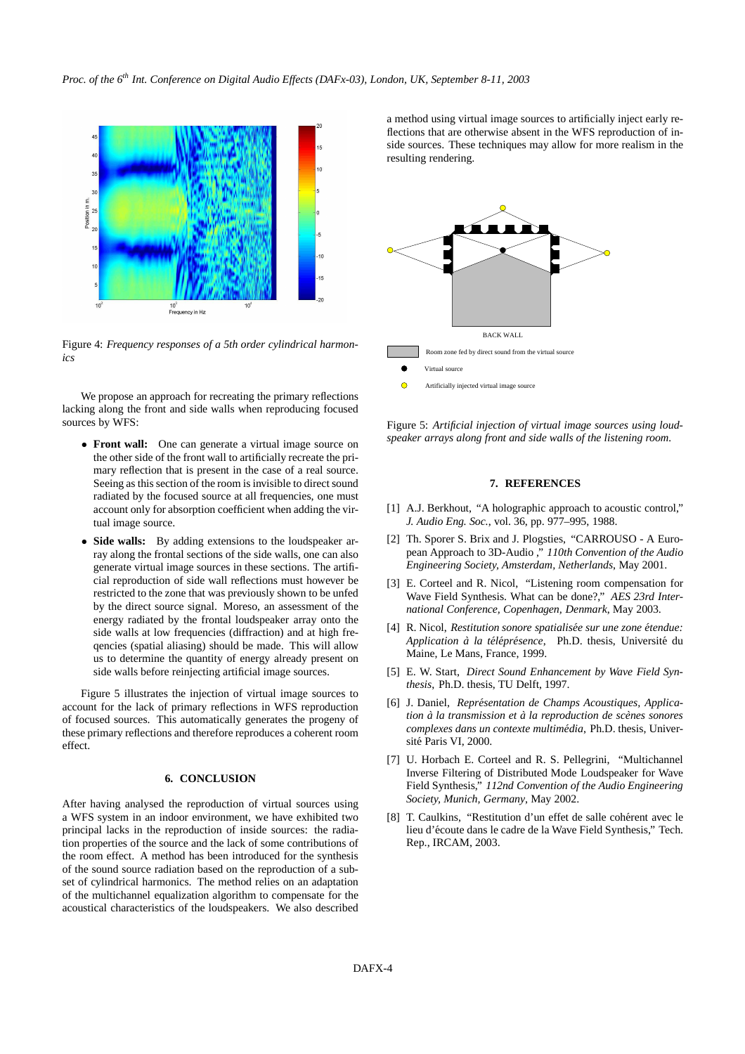45
40
35
30
Position in m.
25
20
15
10
5
$10^2$
$10^3$
$10^4$
Frequency in Hz
20
15
10
5
0
-5
-10
-15
-20

Figure 4: *Frequency responses of a 5th order cylindrical harmonics*

We propose an approach for recreating the primary reflections lacking along the front and side walls when reproducing focused sources by WFS:

- **Front wall:** One can generate a virtual image source on the other side of the front wall to artificially recreate the primary reflection that is present in the case of a real source. Seeing as this section of the room is invisible to direct sound radiated by the focused source at all frequencies, one must account only for absorption coefficient when adding the virtual image source.
- **Side walls:** By adding extensions to the loudspeaker array along the frontal sections of the side walls, one can also generate virtual image sources in these sections. The artificial reproduction of side wall reflections must however be restricted to the zone that was previously shown to be unfed by the direct source signal. Moreso, an assessment of the energy radiated by the frontal loudspeaker array onto the side walls at low frequencies (diffraction) and at high freqencies (spatial aliasing) should be made. This will allow us to determine the quantity of energy already present on side walls before reinjecting artificial image sources.

Figure 5 illustrates the injection of virtual image sources to account for the lack of primary reflections in WFS reproduction of focused sources. This automatically generates the progeny of these primary reflections and therefore reproduces a coherent room effect.

## 6. CONCLUSION

After having analysed the reproduction of virtual sources using a WFS system in an indoor environment, we have exhibited two principal lacks in the reproduction of inside sources: the radiation properties of the source and the lack of some contributions of the room effect. A method has been introduced for the synthesis of the sound source radiation based on the reproduction of a subset of cylindrical harmonics. The method relies on an adaptation of the multichannel equalization algorithm to compensate for the acoustical characteristics of the loudspeakers. We also described a method using virtual image sources to artificially inject early reflections that are otherwise absent in the WFS reproduction of inside sources. These techniques may allow for more realism in the resulting rendering.

BACK WALL

Room zone fed by direct sound from the virtual source

Virtual source

Artificially injected virtual image source

Figure 5: *Artificial injection of virtual image sources using loudspeaker arrays along front and side walls of the listening room.*

## 7. REFERENCES

[1] A.J. Berkhout, "A holographic approach to acoustic control," *J. Audio Eng. Soc.*, vol. 36, pp. 977–995, 1988.

[2] Th. Sporer S. Brix and J. Plogsties, "CARROUSO - A European Approach to 3D-Audio ," *110th Convention of the Audio Engineering Society, Amsterdam, Netherlands*, May 2001.

[3] E. Corteel and R. Nicol, "Listening room compensation for Wave Field Synthesis. What can be done?," *AES 23rd International Conference, Copenhagen, Denmark*, May 2003.

[4] R. Nicol, *Restitution sonore spatialisée sur une zone étendue: Application à la téléprésence*, Ph.D. thesis, Université du Maine, Le Mans, France, 1999.

[5] E. W. Start, *Direct Sound Enhancement by Wave Field Synthesis*, Ph.D. thesis, TU Delft, 1997.

[6] J. Daniel, *Représentation de Champs Acoustiques, Application à la transmission et à la reproduction de scènes sonores complexes dans un contexte multimédia*, Ph.D. thesis, Université Paris VI, 2000.

[7] U. Horbach E. Corteel and R. S. Pellegrini, "Multichannel Inverse Filtering of Distributed Mode Loudspeaker for Wave Field Synthesis," *112nd Convention of the Audio Engineering Society, Munich, Germany*, May 2002.

[8] T. Caulkins, "Restitution d'un effet de salle cohérent avec le lieu d'écoute dans le cadre de la Wave Field Synthesis," Tech. Rep., IRCAM, 2003.